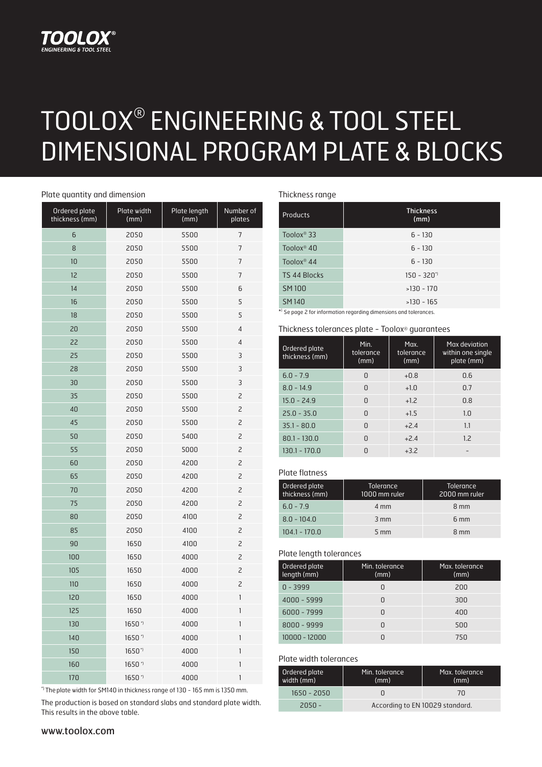TOOLOX®
ENGINEERING & TOOL STEEL

# TOOLOX® ENGINEERING & TOOL STEEL DIMENSIONAL PROGRAM PLATE & BLOCKS

### Plate quantity and dimension

| Ordered plate thickness (mm) | Plate width (mm) | Plate length (mm) | Number of plates |
|---|---|---|---|
| 6 | 2050 | 5500 | 7 |
| 8 | 2050 | 5500 | 7 |
| 10 | 2050 | 5500 | 7 |
| 12 | 2050 | 5500 | 7 |
| 14 | 2050 | 5500 | 6 |
| 16 | 2050 | 5500 | 5 |
| 18 | 2050 | 5500 | 5 |
| 20 | 2050 | 5500 | 4 |
| 22 | 2050 | 5500 | 4 |
| 25 | 2050 | 5500 | 3 |
| 28 | 2050 | 5500 | 3 |
| 30 | 2050 | 5500 | 3 |
| 35 | 2050 | 5500 | 2 |
| 40 | 2050 | 5500 | 2 |
| 45 | 2050 | 5500 | 2 |
| 50 | 2050 | 5400 | 2 |
| 55 | 2050 | 5000 | 2 |
| 60 | 2050 | 4200 | 2 |
| 65 | 2050 | 4200 | 2 |
| 70 | 2050 | 4200 | 2 |
| 75 | 2050 | 4200 | 2 |
| 80 | 2050 | 4100 | 2 |
| 85 | 2050 | 4100 | 2 |
| 90 | 1650 | 4100 | 2 |
| 100 | 1650 | 4000 | 2 |
| 105 | 1650 | 4000 | 2 |
| 110 | 1650 | 4000 | 2 |
| 120 | 1650 | 4000 | 1 |
| 125 | 1650 | 4000 | 1 |
| 130 | 1650 *) | 4000 | 1 |
| 140 | 1650 *) | 4000 | 1 |
| 150 | 1650 *) | 4000 | 1 |
| 160 | 1650 *) | 4000 | 1 |
| 170 | 1650 *) | 4000 | 1 |

*) The plate width for SM140 in thickness range of 130 - 165 mm is 1350 mm.

The production is based on standard slabs and standard plate width. This results in the above table.

### Thickness range

| Products | Thickness (mm) |
|---|---|
| Toolox® 33 | 6 - 130 |
| Toolox® 40 | 6 - 130 |
| Toolox® 44 | 6 - 130 |
| TS 44 Blocks | 150 - 320*) |
| SM 100 | >130 - 170 |
| SM 140 | >130 - 165 |

*) Se page 2 for information regarding dimensions and tolerances.

### Thickness tolerances plate - Toolox® guarantees

| Ordered plate thickness (mm) | Min. tolerance (mm) | Max. tolerance (mm) | Max deviation within one single plate (mm) |
|---|---|---|---|
| 6.0 - 7.9 | 0 | +0.8 | 0.6 |
| 8.0 - 14.9 | 0 | +1.0 | 0.7 |
| 15.0 - 24.9 | 0 | +1.2 | 0.8 |
| 25.0 - 35.0 | 0 | +1.5 | 1.0 |
| 35.1 - 80.0 | 0 | +2.4 | 1.1 |
| 80.1 - 130.0 | 0 | +2.4 | 1.2 |
| 130.1 - 170.0 | 0 | +3.2 | - |

### Plate flatness

| Ordered plate thickness (mm) | Tolerance 1000 mm ruler | Tolerance 2000 mm ruler |
|---|---|---|
| 6.0 - 7.9 | 4 mm | 8 mm |
| 8.0 - 104.0 | 3 mm | 6 mm |
| 104.1 - 170.0 | 5 mm | 8 mm |

### Plate length tolerances

| Ordered plate length (mm) | Min. tolerance (mm) | Max. tolerance (mm) |
|---|---|---|
| 0 - 3999 | 0 | 200 |
| 4000 - 5999 | 0 | 300 |
| 6000 - 7999 | 0 | 400 |
| 8000 - 9999 | 0 | 500 |
| 10000 - 12000 | 0 | 750 |

### Plate width tolerances

| Ordered plate width (mm) | Min. tolerance (mm) | Max. tolerance (mm) |
|---|---|---|
| 1650 - 2050 | 0 | 70 |
| 2050 - | According to EN 10029 standard. | |

www.toolox.com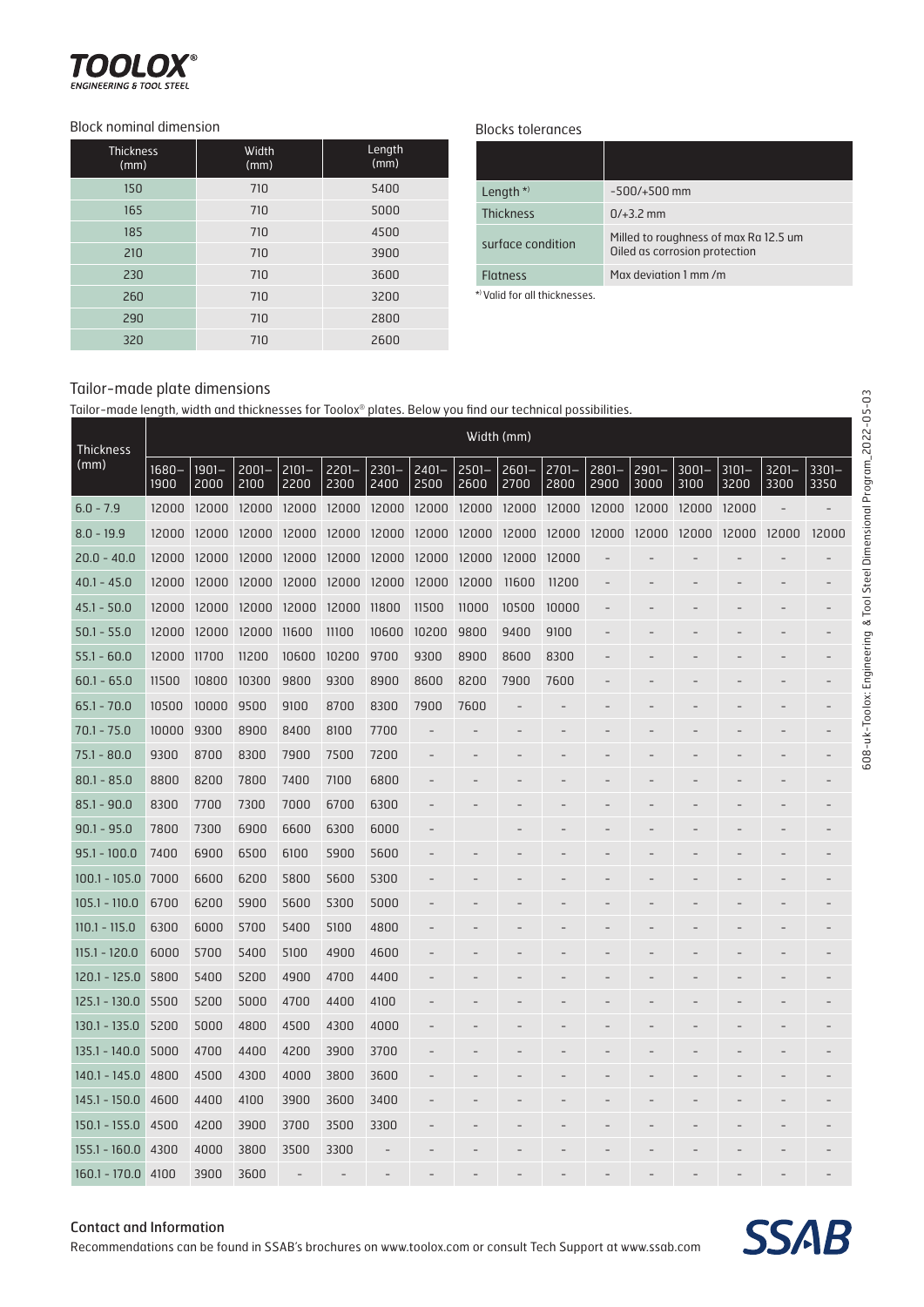## Block nominal dimension

| Thickness (mm) | Width (mm) | Length (mm) |
|---|---|---|
| 150 | 710 | 5400 |
| 165 | 710 | 5000 |
| 185 | 710 | 4500 |
| 210 | 710 | 3900 |
| 230 | 710 | 3600 |
| 260 | 710 | 3200 |
| 290 | 710 | 2800 |
| 320 | 710 | 2600 |

## Blocks tolerances

| | |
|---|---|
| Length *) | -500/+500 mm |
| Thickness | 0/+3.2 mm |
| surface condition | Milled to roughness of max Ra 12.5 um<br>Oiled as corrosion protection |
| Flatness | Max deviation 1 mm /m |

*) Valid for all thicknesses.

## Tailor-made plate dimensions

Tailor-made length, width and thicknesses for Toolox® plates. Below you find our technical possibilities.

| Thickness (mm) | Width (mm) | | | | | | | | | | | | | | | |
|---|---|---|---|---|---|---|---|---|---|---|---|---|---|---|---|---|
| | 1680–1900 | 1901–2000 | 2001–2100 | 2101–2200 | 2201–2300 | 2301–2400 | 2401–2500 | 2501–2600 | 2601–2700 | 2701–2800 | 2801–2900 | 2901–3000 | 3001–3100 | 3101–3200 | 3201–3300 | 3301–3350 |
| 6.0 - 7.9 | 12000 | 12000 | 12000 | 12000 | 12000 | 12000 | 12000 | 12000 | 12000 | 12000 | 12000 | 12000 | 12000 | 12000 | - | - |
| 8.0 - 19.9 | 12000 | 12000 | 12000 | 12000 | 12000 | 12000 | 12000 | 12000 | 12000 | 12000 | 12000 | 12000 | 12000 | 12000 | 12000 | 12000 |
| 20.0 - 40.0 | 12000 | 12000 | 12000 | 12000 | 12000 | 12000 | 12000 | 12000 | 12000 | 12000 | - | - | - | - | - | - |
| 40.1 - 45.0 | 12000 | 12000 | 12000 | 12000 | 12000 | 12000 | 12000 | 12000 | 11600 | 11200 | - | - | - | - | - | - |
| 45.1 - 50.0 | 12000 | 12000 | 12000 | 12000 | 12000 | 11800 | 11500 | 11000 | 10500 | 10000 | - | - | - | - | - | - |
| 50.1 - 55.0 | 12000 | 12000 | 12000 | 11600 | 11100 | 10600 | 10200 | 9800 | 9400 | 9100 | - | - | - | - | - | - |
| 55.1 - 60.0 | 12000 | 11700 | 11200 | 10600 | 10200 | 9700 | 9300 | 8900 | 8600 | 8300 | - | - | - | - | - | - |
| 60.1 - 65.0 | 11500 | 10800 | 10300 | 9800 | 9300 | 8900 | 8600 | 8200 | 7900 | 7600 | - | - | - | - | - | - |
| 65.1 - 70.0 | 10500 | 10000 | 9500 | 9100 | 8700 | 8300 | 7900 | 7600 | - | - | - | - | - | - | - | - |
| 70.1 - 75.0 | 10000 | 9300 | 8900 | 8400 | 8100 | 7700 | - | - | - | - | - | - | - | - | - | - |
| 75.1 - 80.0 | 9300 | 8700 | 8300 | 7900 | 7500 | 7200 | - | - | - | - | - | - | - | - | - | - |
| 80.1 - 85.0 | 8800 | 8200 | 7800 | 7400 | 7100 | 6800 | - | - | - | - | - | - | - | - | - | - |
| 85.1 - 90.0 | 8300 | 7700 | 7300 | 7000 | 6700 | 6300 | - | - | - | - | - | - | - | - | - | - |
| 90.1 - 95.0 | 7800 | 7300 | 6900 | 6600 | 6300 | 6000 | - | | - | - | - | - | - | - | - | - |
| 95.1 - 100.0 | 7400 | 6900 | 6500 | 6100 | 5900 | 5600 | - | - | - | - | - | - | - | - | - | - |
| 100.1 - 105.0 | 7000 | 6600 | 6200 | 5800 | 5600 | 5300 | - | - | - | - | - | - | - | - | - | - |
| 105.1 - 110.0 | 6700 | 6200 | 5900 | 5600 | 5300 | 5000 | - | - | - | - | - | - | - | - | - | - |
| 110.1 - 115.0 | 6300 | 6000 | 5700 | 5400 | 5100 | 4800 | - | - | - | - | - | - | - | - | - | - |
| 115.1 - 120.0 | 6000 | 5700 | 5400 | 5100 | 4900 | 4600 | - | - | - | - | - | - | - | - | - | - |
| 120.1 - 125.0 | 5800 | 5400 | 5200 | 4900 | 4700 | 4400 | - | - | - | - | - | - | - | - | - | - |
| 125.1 - 130.0 | 5500 | 5200 | 5000 | 4700 | 4400 | 4100 | - | - | - | - | - | - | - | - | - | - |
| 130.1 - 135.0 | 5200 | 5000 | 4800 | 4500 | 4300 | 4000 | - | - | - | - | - | - | - | - | - | - |
| 135.1 - 140.0 | 5000 | 4700 | 4400 | 4200 | 3900 | 3700 | - | - | - | - | - | - | - | - | - | - |
| 140.1 - 145.0 | 4800 | 4500 | 4300 | 4000 | 3800 | 3600 | - | - | - | - | - | - | - | - | - | - |
| 145.1 - 150.0 | 4600 | 4400 | 4100 | 3900 | 3600 | 3400 | - | - | - | - | - | - | - | - | - | - |
| 150.1 - 155.0 | 4500 | 4200 | 3900 | 3700 | 3500 | 3300 | - | - | - | - | - | - | - | - | - | - |
| 155.1 - 160.0 | 4300 | 4000 | 3800 | 3500 | 3300 | - | - | - | - | - | - | - | - | - | - | - |
| 160.1 - 170.0 | 4100 | 3900 | 3600 | - | - | - | - | - | - | - | - | - | - | - | - | - |

### Contact and Information

Recommendations can be found in SSAB's brochures on www.toolox.com or consult Tech Support at www.ssab.com